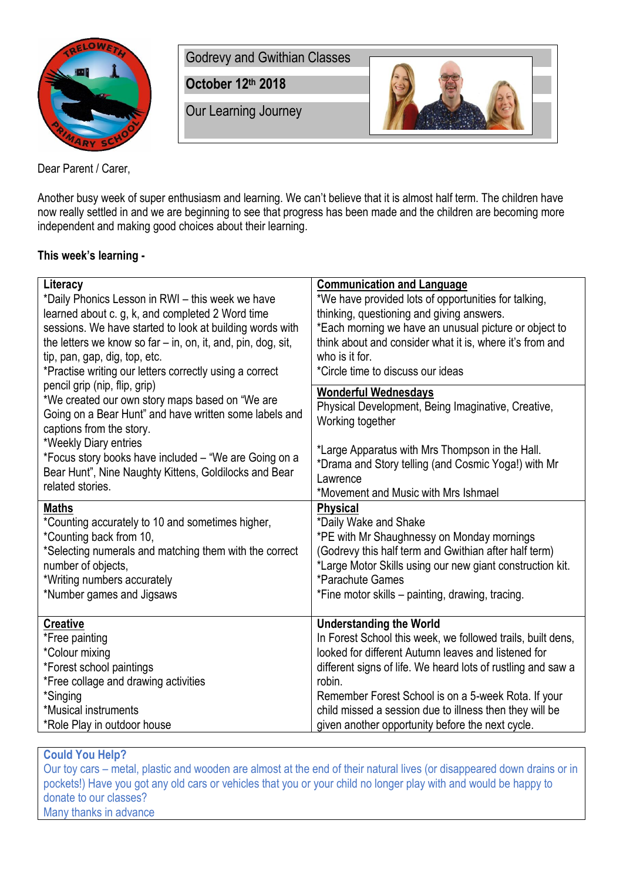Godrevy and Gwithian Classes

**October 12th 2018**

Our Learning Journey

Dear Parent / Carer,

Another busy week of super enthusiasm and learning. We can't believe that it is almost half term. The children have now really settled in and we are beginning to see that progress has been made and the children are becoming more independent and making good choices about their learning.

**This week's learning -**

| **Literacy**<br>*Daily Phonics Lesson in RWI – this week we have learned about c. g, k, and completed 2 Word time sessions. We have started to look at building words with the letters we know so far – in, on, it, and, pin, dog, sit, tip, pan, gap, dig, top, etc.<br>*Practise writing our letters correctly using a correct pencil grip (nip, flip, grip)<br>*We created our own story maps based on "We are Going on a Bear Hunt" and have written some labels and captions from the story.<br>*Weekly Diary entries<br>*Focus story books have included – "We are Going on a Bear Hunt", Nine Naughty Kittens, Goldilocks and Bear related stories. | **Communication and Language**<br>*We have provided lots of opportunities for talking, thinking, questioning and giving answers.<br>*Each morning we have an unusual picture or object to think about and consider what it is, where it's from and who is it for.<br>*Circle time to discuss our ideas<br><br>**Wonderful Wednesdays**<br>Physical Development, Being Imaginative, Creative, Working together<br><br>*Large Apparatus with Mrs Thompson in the Hall.<br>*Drama and Story telling (and Cosmic Yoga!) with Mr Lawrence<br>*Movement and Music with Mrs Ishmael |
|---|---|
| **Maths**<br>*Counting accurately to 10 and sometimes higher,<br>*Counting back from 10,<br>*Selecting numerals and matching them with the correct number of objects,<br>*Writing numbers accurately<br>*Number games and Jigsaws | **Physical**<br>*Daily Wake and Shake<br>*PE with Mr Shaughnessy on Monday mornings (Godrevy this half term and Gwithian after half term)<br>*Large Motor Skills using our new giant construction kit.<br>*Parachute Games<br>*Fine motor skills – painting, drawing, tracing. |
| **Creative**<br>*Free painting<br>*Colour mixing<br>*Forest school paintings<br>*Free collage and drawing activities<br>*Singing<br>*Musical instruments<br>*Role Play in outdoor house | **Understanding the World**<br>In Forest School this week, we followed trails, built dens, looked for different Autumn leaves and listened for different signs of life. We heard lots of rustling and saw a robin.<br>Remember Forest School is on a 5-week Rota. If your child missed a session due to illness then they will be given another opportunity before the next cycle. |

**Could You Help?**

Our toy cars – metal, plastic and wooden are almost at the end of their natural lives (or disappeared down drains or in pockets!) Have you got any old cars or vehicles that you or your child no longer play with and would be happy to donate to our classes?

Many thanks in advance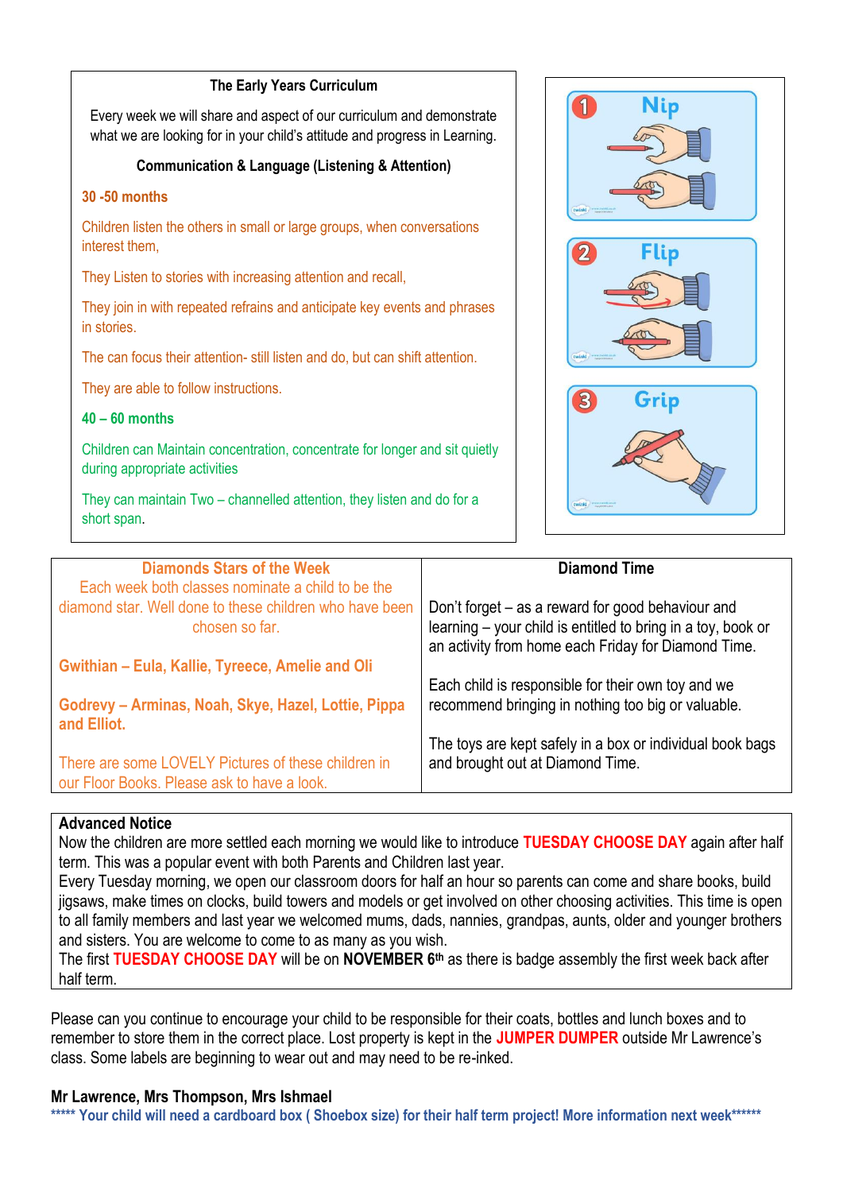### The Early Years Curriculum

Every week we will share and aspect of our curriculum and demonstrate what we are looking for in your child's attitude and progress in Learning.

**Communication & Language (Listening & Attention)**

**30 -50 months**

Children listen the others in small or large groups, when conversations interest them,

They Listen to stories with increasing attention and recall,

They join in with repeated refrains and anticipate key events and phrases in stories.

The can focus their attention- still listen and do, but can shift attention.

They are able to follow instructions.

**40 – 60 months**

Children can Maintain concentration, concentrate for longer and sit quietly during appropriate activities

They can maintain Two – channelled attention, they listen and do for a short span.

1 Nip

2 Flip

3 Grip

### Diamonds Stars of the Week

Each week both classes nominate a child to be the diamond star. Well done to these children who have been chosen so far.

**Gwithian – Eula, Kallie, Tyreece, Amelie and Oli**

**Godrevy – Arminas, Noah, Skye, Hazel, Lottie, Pippa and Elliot.**

There are some LOVELY Pictures of these children in our Floor Books. Please ask to have a look.

### Diamond Time

Don't forget – as a reward for good behaviour and learning – your child is entitled to bring in a toy, book or an activity from home each Friday for Diamond Time.

Each child is responsible for their own toy and we recommend bringing in nothing too big or valuable.

The toys are kept safely in a box or individual book bags and brought out at Diamond Time.

### Advanced Notice

Now the children are more settled each morning we would like to introduce **TUESDAY CHOOSE DAY** again after half term. This was a popular event with both Parents and Children last year.

Every Tuesday morning, we open our classroom doors for half an hour so parents can come and share books, build jigsaws, make times on clocks, build towers and models or get involved on other choosing activities. This time is open to all family members and last year we welcomed mums, dads, nannies, grandpas, aunts, older and younger brothers and sisters. You are welcome to come to as many as you wish.

The first **TUESDAY CHOOSE DAY** will be on **NOVEMBER 6th** as there is badge assembly the first week back after half term.

Please can you continue to encourage your child to be responsible for their coats, bottles and lunch boxes and to remember to store them in the correct place. Lost property is kept in the **JUMPER DUMPER** outside Mr Lawrence's class. Some labels are beginning to wear out and may need to be re-inked.

**Mr Lawrence, Mrs Thompson, Mrs Ishmael**

**\*\*\*\*\* Your child will need a cardboard box ( Shoebox size) for their half term project! More information next week\*\*\*\*\*\***